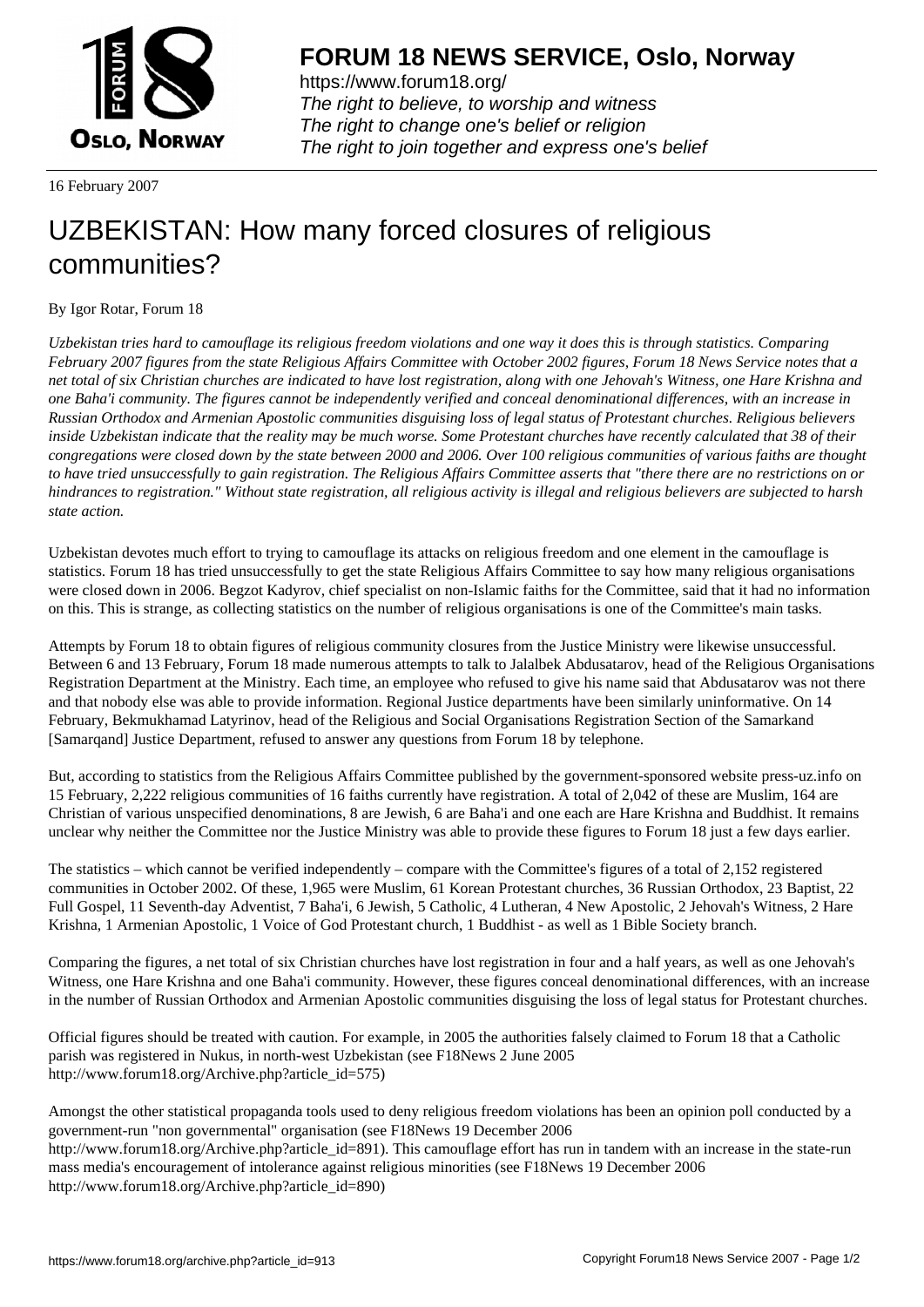# FORUM 18 NEWS SERVICE, Oslo, Norway

https://www.forum18.org/
*The right to believe, to worship and witness*
*The right to change one's belief or religion*
*The right to join together and express one's belief*

16 February 2007

# UZBEKISTAN: How many forced closures of religious communities?

By Igor Rotar, Forum 18

*Uzbekistan tries hard to camouflage its religious freedom violations and one way it does this is through statistics. Comparing February 2007 figures from the state Religious Affairs Committee with October 2002 figures, Forum 18 News Service notes that a net total of six Christian churches are indicated to have lost registration, along with one Jehovah's Witness, one Hare Krishna and one Baha'i community. The figures cannot be independently verified and conceal denominational differences, with an increase in Russian Orthodox and Armenian Apostolic communities disguising loss of legal status of Protestant churches. Religious believers inside Uzbekistan indicate that the reality may be much worse. Some Protestant churches have recently calculated that 38 of their congregations were closed down by the state between 2000 and 2006. Over 100 religious communities of various faiths are thought to have tried unsuccessfully to gain registration. The Religious Affairs Committee asserts that "there there are no restrictions on or hindrances to registration." Without state registration, all religious activity is illegal and religious believers are subjected to harsh state action.*

Uzbekistan devotes much effort to trying to camouflage its attacks on religious freedom and one element in the camouflage is statistics. Forum 18 has tried unsuccessfully to get the state Religious Affairs Committee to say how many religious organisations were closed down in 2006. Begzot Kadyrov, chief specialist on non-Islamic faiths for the Committee, said that it had no information on this. This is strange, as collecting statistics on the number of religious organisations is one of the Committee's main tasks.

Attempts by Forum 18 to obtain figures of religious community closures from the Justice Ministry were likewise unsuccessful. Between 6 and 13 February, Forum 18 made numerous attempts to talk to Jalalbek Abdusatarov, head of the Religious Organisations Registration Department at the Ministry. Each time, an employee who refused to give his name said that Abdusatarov was not there and that nobody else was able to provide information. Regional Justice departments have been similarly uninformative. On 14 February, Bekmukhamad Latyrinov, head of the Religious and Social Organisations Registration Section of the Samarkand [Samarqand] Justice Department, refused to answer any questions from Forum 18 by telephone.

But, according to statistics from the Religious Affairs Committee published by the government-sponsored website press-uz.info on 15 February, 2,222 religious communities of 16 faiths currently have registration. A total of 2,042 of these are Muslim, 164 are Christian of various unspecified denominations, 8 are Jewish, 6 are Baha'i and one each are Hare Krishna and Buddhist. It remains unclear why neither the Committee nor the Justice Ministry was able to provide these figures to Forum 18 just a few days earlier.

The statistics – which cannot be verified independently – compare with the Committee's figures of a total of 2,152 registered communities in October 2002. Of these, 1,965 were Muslim, 61 Korean Protestant churches, 36 Russian Orthodox, 23 Baptist, 22 Full Gospel, 11 Seventh-day Adventist, 7 Baha'i, 6 Jewish, 5 Catholic, 4 Lutheran, 4 New Apostolic, 2 Jehovah's Witness, 2 Hare Krishna, 1 Armenian Apostolic, 1 Voice of God Protestant church, 1 Buddhist - as well as 1 Bible Society branch.

Comparing the figures, a net total of six Christian churches have lost registration in four and a half years, as well as one Jehovah's Witness, one Hare Krishna and one Baha'i community. However, these figures conceal denominational differences, with an increase in the number of Russian Orthodox and Armenian Apostolic communities disguising the loss of legal status for Protestant churches.

Official figures should be treated with caution. For example, in 2005 the authorities falsely claimed to Forum 18 that a Catholic parish was registered in Nukus, in north-west Uzbekistan (see F18News 2 June 2005 http://www.forum18.org/Archive.php?article_id=575)

Amongst the other statistical propaganda tools used to deny religious freedom violations has been an opinion poll conducted by a government-run "non governmental" organisation (see F18News 19 December 2006 http://www.forum18.org/Archive.php?article_id=891). This camouflage effort has run in tandem with an increase in the state-run mass media's encouragement of intolerance against religious minorities (see F18News 19 December 2006 http://www.forum18.org/Archive.php?article_id=890)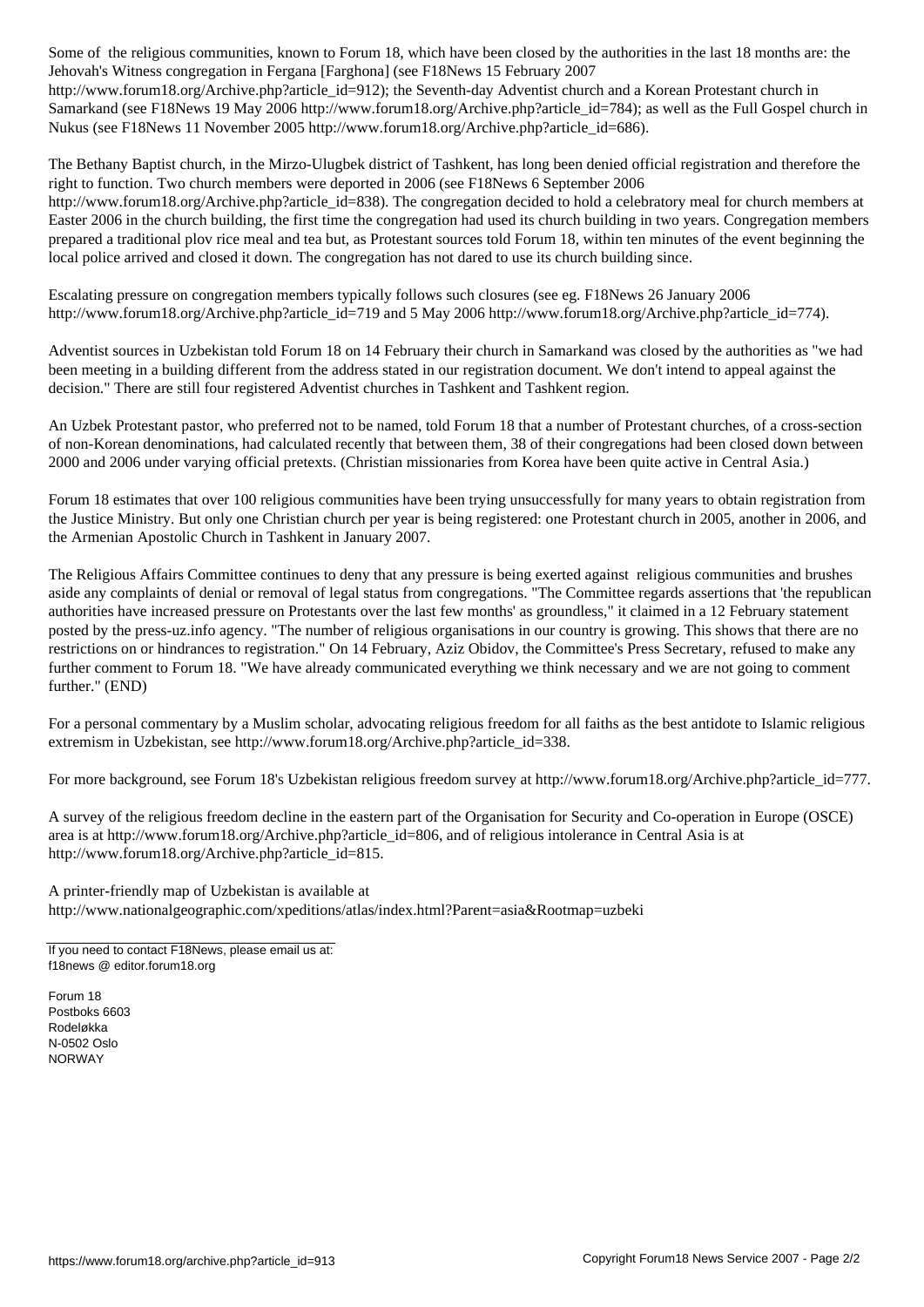Some of the religious communities, known to Forum 18, which have been closed by the authorities in the last 18 months are: the Jehovah's Witness congregation in Fergana [Farghona] (see F18News 15 February 2007 http://www.forum18.org/Archive.php?article_id=912); the Seventh-day Adventist church and a Korean Protestant church in Samarkand (see F18News 19 May 2006 http://www.forum18.org/Archive.php?article_id=784); as well as the Full Gospel church in Nukus (see F18News 11 November 2005 http://www.forum18.org/Archive.php?article_id=686).

The Bethany Baptist church, in the Mirzo-Ulugbek district of Tashkent, has long been denied official registration and therefore the right to function. Two church members were deported in 2006 (see F18News 6 September 2006 http://www.forum18.org/Archive.php?article_id=838). The congregation decided to hold a celebratory meal for church members at Easter 2006 in the church building, the first time the congregation had used its church building in two years. Congregation members prepared a traditional plov rice meal and tea but, as Protestant sources told Forum 18, within ten minutes of the event beginning the local police arrived and closed it down. The congregation has not dared to use its church building since.

Escalating pressure on congregation members typically follows such closures (see eg. F18News 26 January 2006 http://www.forum18.org/Archive.php?article_id=719 and 5 May 2006 http://www.forum18.org/Archive.php?article_id=774).

Adventist sources in Uzbekistan told Forum 18 on 14 February their church in Samarkand was closed by the authorities as "we had been meeting in a building different from the address stated in our registration document. We don't intend to appeal against the decision." There are still four registered Adventist churches in Tashkent and Tashkent region.

An Uzbek Protestant pastor, who preferred not to be named, told Forum 18 that a number of Protestant churches, of a cross-section of non-Korean denominations, had calculated recently that between them, 38 of their congregations had been closed down between 2000 and 2006 under varying official pretexts. (Christian missionaries from Korea have been quite active in Central Asia.)

Forum 18 estimates that over 100 religious communities have been trying unsuccessfully for many years to obtain registration from the Justice Ministry. But only one Christian church per year is being registered: one Protestant church in 2005, another in 2006, and the Armenian Apostolic Church in Tashkent in January 2007.

The Religious Affairs Committee continues to deny that any pressure is being exerted against religious communities and brushes aside any complaints of denial or removal of legal status from congregations. "The Committee regards assertions that 'the republican authorities have increased pressure on Protestants over the last few months' as groundless," it claimed in a 12 February statement posted by the press-uz.info agency. "The number of religious organisations in our country is growing. This shows that there are no restrictions on or hindrances to registration." On 14 February, Aziz Obidov, the Committee's Press Secretary, refused to make any further comment to Forum 18. "We have already communicated everything we think necessary and we are not going to comment further." (END)

For a personal commentary by a Muslim scholar, advocating religious freedom for all faiths as the best antidote to Islamic religious extremism in Uzbekistan, see http://www.forum18.org/Archive.php?article_id=338.

For more background, see Forum 18's Uzbekistan religious freedom survey at http://www.forum18.org/Archive.php?article_id=777.

A survey of the religious freedom decline in the eastern part of the Organisation for Security and Co-operation in Europe (OSCE) area is at http://www.forum18.org/Archive.php?article_id=806, and of religious intolerance in Central Asia is at http://www.forum18.org/Archive.php?article_id=815.

A printer-friendly map of Uzbekistan is available at
http://www.nationalgeographic.com/xpeditions/atlas/index.html?Parent=asia&Rootmap=uzbeki

If you need to contact F18News, please email us at:
f18news @ editor.forum18.org

Forum 18
Postboks 6603
Rodeløkka
N-0502 Oslo
NORWAY